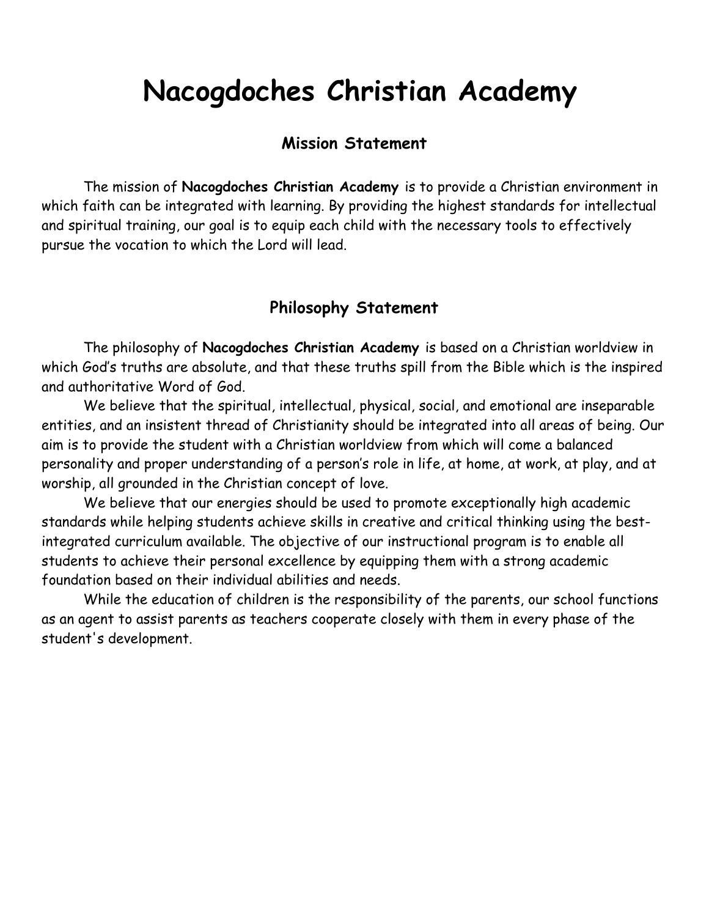# Nacogdoches Christian Academy

## Mission Statement

The mission of **Nacogdoches Christian Academy** is to provide a Christian environment in which faith can be integrated with learning. By providing the highest standards for intellectual and spiritual training, our goal is to equip each child with the necessary tools to effectively pursue the vocation to which the Lord will lead.

## Philosophy Statement

The philosophy of **Nacogdoches Christian Academy** is based on a Christian worldview in which God's truths are absolute, and that these truths spill from the Bible which is the inspired and authoritative Word of God.

We believe that the spiritual, intellectual, physical, social, and emotional are inseparable entities, and an insistent thread of Christianity should be integrated into all areas of being. Our aim is to provide the student with a Christian worldview from which will come a balanced personality and proper understanding of a person's role in life, at home, at work, at play, and at worship, all grounded in the Christian concept of love.

We believe that our energies should be used to promote exceptionally high academic standards while helping students achieve skills in creative and critical thinking using the best-integrated curriculum available. The objective of our instructional program is to enable all students to achieve their personal excellence by equipping them with a strong academic foundation based on their individual abilities and needs.

While the education of children is the responsibility of the parents, our school functions as an agent to assist parents as teachers cooperate closely with them in every phase of the student's development.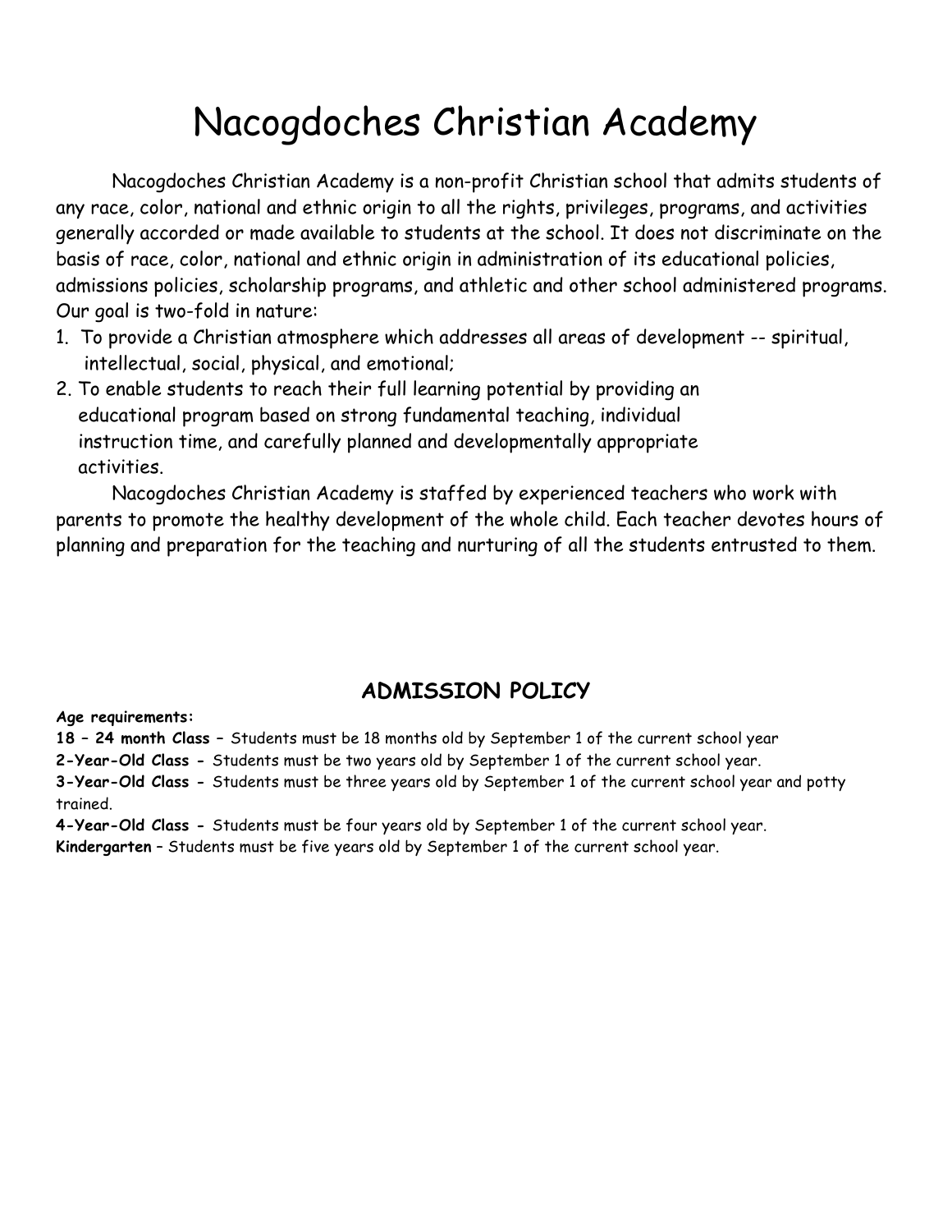# Nacogdoches Christian Academy

Nacogdoches Christian Academy is a non-profit Christian school that admits students of any race, color, national and ethnic origin to all the rights, privileges, programs, and activities generally accorded or made available to students at the school. It does not discriminate on the basis of race, color, national and ethnic origin in administration of its educational policies, admissions policies, scholarship programs, and athletic and other school administered programs. Our goal is two-fold in nature:

1. To provide a Christian atmosphere which addresses all areas of development -- spiritual, intellectual, social, physical, and emotional;
2. To enable students to reach their full learning potential by providing an educational program based on strong fundamental teaching, individual instruction time, and carefully planned and developmentally appropriate activities.

Nacogdoches Christian Academy is staffed by experienced teachers who work with parents to promote the healthy development of the whole child. Each teacher devotes hours of planning and preparation for the teaching and nurturing of all the students entrusted to them.

## ADMISSION POLICY

**Age requirements:**

**18 – 24 month Class –** Students must be 18 months old by September 1 of the current school year

**2-Year-Old Class -** Students must be two years old by September 1 of the current school year.

**3-Year-Old Class -** Students must be three years old by September 1 of the current school year and potty trained.

**4-Year-Old Class -** Students must be four years old by September 1 of the current school year.

**Kindergarten** – Students must be five years old by September 1 of the current school year.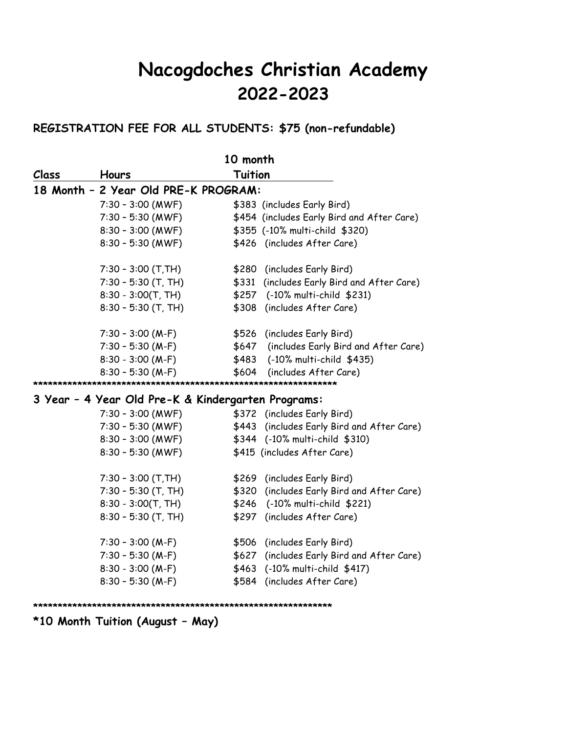# Nacogdoches Christian Academy
# 2022-2023

**REGISTRATION FEE FOR ALL STUDENTS: $75 (non-refundable)**

| Class | Hours | 10 month Tuition |
|---|---|---|
| **18 Month – 2 Year Old PRE-K PROGRAM:** | | |
| | 7:30 – 3:00 (MWF) | $383 (includes Early Bird) |
| | 7:30 – 5:30 (MWF) | $454 (includes Early Bird and After Care) |
| | 8:30 – 3:00 (MWF) | $355 (-10% multi-child $320) |
| | 8:30 – 5:30 (MWF) | $426 (includes After Care) |
| | 7:30 – 3:00 (T,TH) | $280 (includes Early Bird) |
| | 7:30 – 5:30 (T, TH) | $331 (includes Early Bird and After Care) |
| | 8:30 - 3:00(T, TH) | $257 (-10% multi-child $231) |
| | 8:30 – 5:30 (T, TH) | $308 (includes After Care) |
| | 7:30 – 3:00 (M-F) | $526 (includes Early Bird) |
| | 7:30 – 5:30 (M-F) | $647 (includes Early Bird and After Care) |
| | 8:30 – 3:00 (M-F) | $483 (-10% multi-child $435) |
| | 8:30 – 5:30 (M-F) | $604 (includes After Care) |

*************************************************************************

**3 Year – 4 Year Old Pre-K & Kindergarten Programs:**

| Class | Hours | 10 month Tuition |
|---|---|---|
| | 7:30 – 3:00 (MWF) | $372 (includes Early Bird) |
| | 7:30 – 5:30 (MWF) | $443 (includes Early Bird and After Care) |
| | 8:30 – 3:00 (MWF) | $344 (-10% multi-child $310) |
| | 8:30 – 5:30 (MWF) | $415 (includes After Care) |
| | 7:30 – 3:00 (T,TH) | $269 (includes Early Bird) |
| | 7:30 – 5:30 (T, TH) | $320 (includes Early Bird and After Care) |
| | 8:30 - 3:00(T, TH) | $246 (-10% multi-child $221) |
| | 8:30 – 5:30 (T, TH) | $297 (includes After Care) |
| | 7:30 – 3:00 (M-F) | $506 (includes Early Bird) |
| | 7:30 – 5:30 (M-F) | $627 (includes Early Bird and After Care) |
| | 8:30 - 3:00 (M-F) | $463 (-10% multi-child $417) |
| | 8:30 – 5:30 (M-F) | $584 (includes After Care) |

*************************************************************************

**\*10 Month Tuition (August – May)**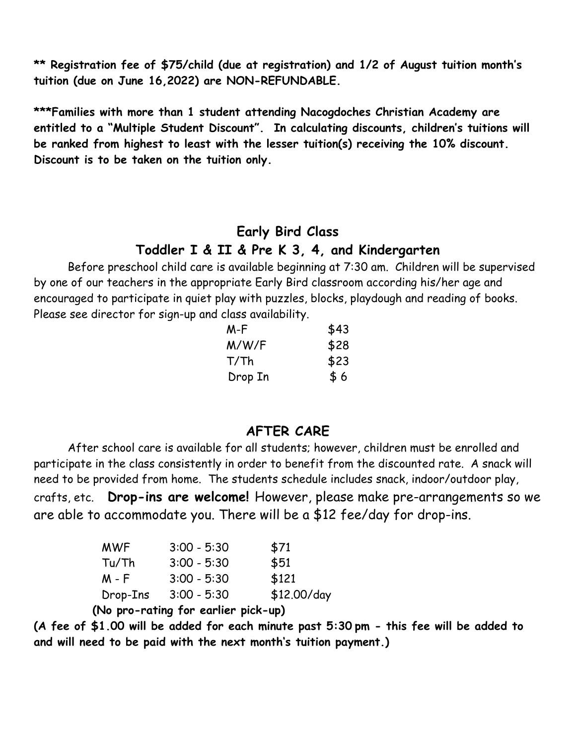**** Registration fee of $75/child (due at registration) and 1/2 of August tuition month's tuition (due on June 16,2022) are NON-REFUNDABLE.**

*****Families with more than 1 student attending Nacogdoches Christian Academy are entitled to a "Multiple Student Discount". In calculating discounts, children's tuitions will be ranked from highest to least with the lesser tuition(s) receiving the 10% discount. Discount is to be taken on the tuition only.**

## Early Bird Class

## Toddler I & II & Pre K 3, 4, and Kindergarten

Before preschool child care is available beginning at 7:30 am. Children will be supervised by one of our teachers in the appropriate Early Bird classroom according his/her age and encouraged to participate in quiet play with puzzles, blocks, playdough and reading of books. Please see director for sign-up and class availability.

| | |
|---|---|
| M-F | $43 |
| M/W/F | $28 |
| T/Th | $23 |
| Drop In | $ 6 |

## AFTER CARE

After school care is available for all students; however, children must be enrolled and participate in the class consistently in order to benefit from the discounted rate. A snack will need to be provided from home. The students schedule includes snack, indoor/outdoor play, crafts, etc. **Drop-ins are welcome!** However, please make pre-arrangements so we are able to accommodate you. There will be a $12 fee/day for drop-ins.

| | | |
|---|---|---|
| MWF | 3:00 - 5:30 | $71 |
| Tu/Th | 3:00 - 5:30 | $51 |
| M - F | 3:00 - 5:30 | $121 |
| Drop-Ins | 3:00 - 5:30 | $12.00/day |

**(No pro-rating for earlier pick-up)**

**(A fee of $1.00 will be added for each minute past 5:30 pm - this fee will be added to and will need to be paid with the next month's tuition payment.)**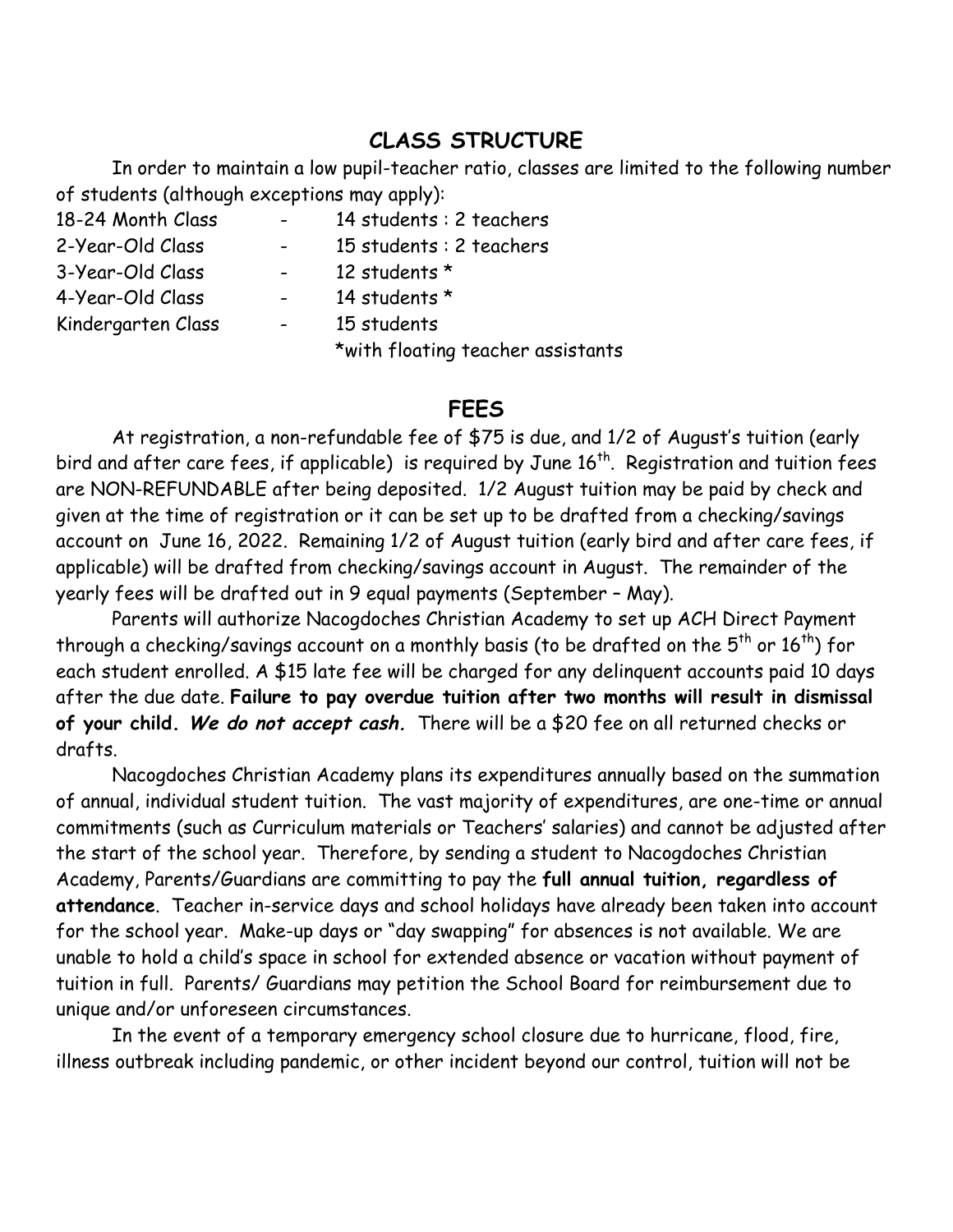## CLASS STRUCTURE

In order to maintain a low pupil-teacher ratio, classes are limited to the following number of students (although exceptions may apply):

| | | |
|---|---|---|
| 18-24 Month Class | - | 14 students : 2 teachers |
| 2-Year-Old Class | - | 15 students : 2 teachers |
| 3-Year-Old Class | - | 12 students * |
| 4-Year-Old Class | - | 14 students * |
| Kindergarten Class | - | 15 students |

*with floating teacher assistants

## FEES

At registration, a non-refundable fee of $75 is due, and 1/2 of August's tuition (early bird and after care fees, if applicable) is required by June 16th. Registration and tuition fees are NON-REFUNDABLE after being deposited. 1/2 August tuition may be paid by check and given at the time of registration or it can be set up to be drafted from a checking/savings account on June 16, 2022. Remaining 1/2 of August tuition (early bird and after care fees, if applicable) will be drafted from checking/savings account in August. The remainder of the yearly fees will be drafted out in 9 equal payments (September – May).

Parents will authorize Nacogdoches Christian Academy to set up ACH Direct Payment through a checking/savings account on a monthly basis (to be drafted on the 5th or 16th) for each student enrolled. A $15 late fee will be charged for any delinquent accounts paid 10 days after the due date. **Failure to pay overdue tuition after two months will result in dismissal of your child.** ***We do not accept cash.*** There will be a $20 fee on all returned checks or drafts.

Nacogdoches Christian Academy plans its expenditures annually based on the summation of annual, individual student tuition. The vast majority of expenditures, are one-time or annual commitments (such as Curriculum materials or Teachers' salaries) and cannot be adjusted after the start of the school year. Therefore, by sending a student to Nacogdoches Christian Academy, Parents/Guardians are committing to pay the **full annual tuition, regardless of attendance**. Teacher in-service days and school holidays have already been taken into account for the school year. Make-up days or "day swapping" for absences is not available. We are unable to hold a child's space in school for extended absence or vacation without payment of tuition in full. Parents/ Guardians may petition the School Board for reimbursement due to unique and/or unforeseen circumstances.

In the event of a temporary emergency school closure due to hurricane, flood, fire, illness outbreak including pandemic, or other incident beyond our control, tuition will not be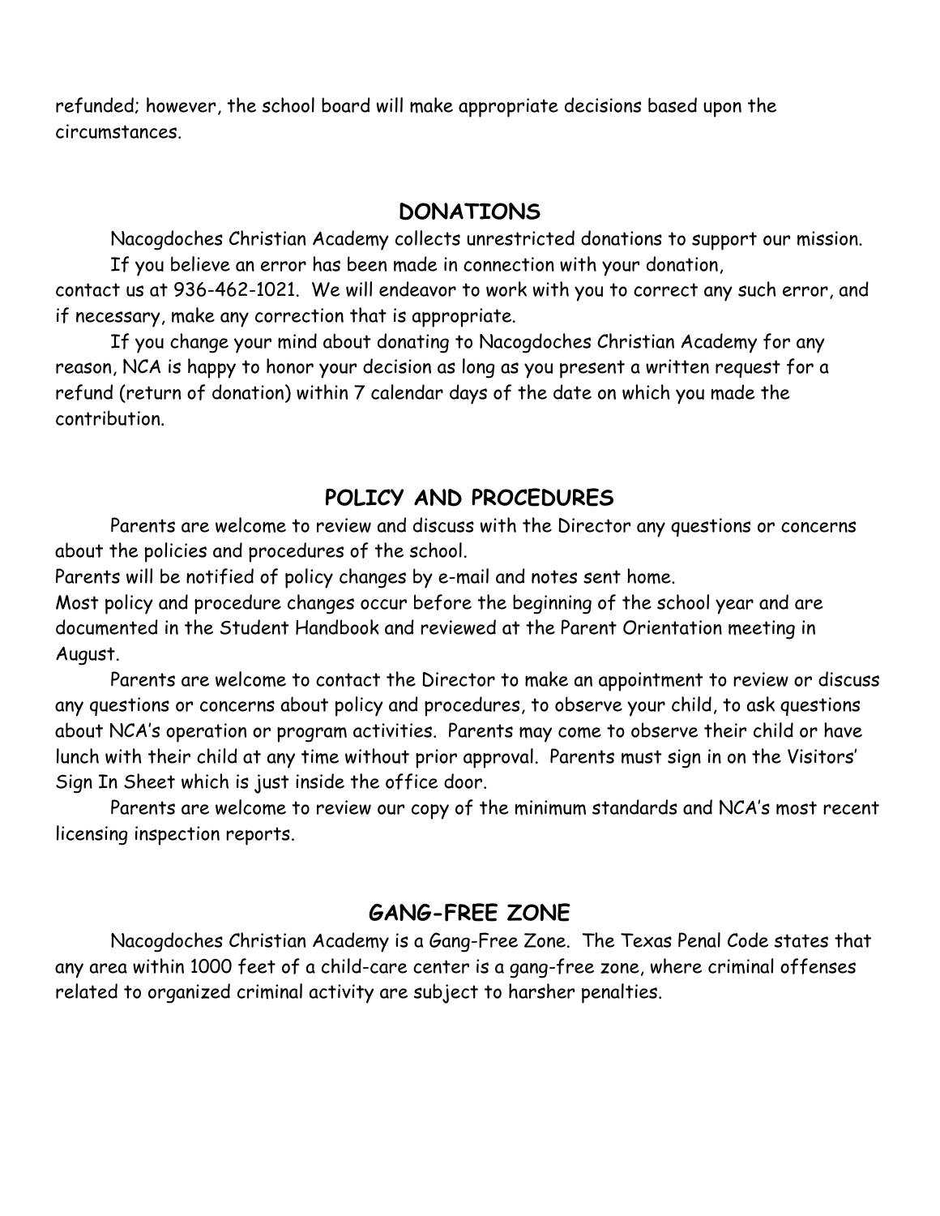refunded; however, the school board will make appropriate decisions based upon the circumstances.

## DONATIONS

Nacogdoches Christian Academy collects unrestricted donations to support our mission.

If you believe an error has been made in connection with your donation, contact us at 936-462-1021. We will endeavor to work with you to correct any such error, and if necessary, make any correction that is appropriate.

If you change your mind about donating to Nacogdoches Christian Academy for any reason, NCA is happy to honor your decision as long as you present a written request for a refund (return of donation) within 7 calendar days of the date on which you made the contribution.

## POLICY AND PROCEDURES

Parents are welcome to review and discuss with the Director any questions or concerns about the policies and procedures of the school.

Parents will be notified of policy changes by e-mail and notes sent home.

Most policy and procedure changes occur before the beginning of the school year and are documented in the Student Handbook and reviewed at the Parent Orientation meeting in August.

Parents are welcome to contact the Director to make an appointment to review or discuss any questions or concerns about policy and procedures, to observe your child, to ask questions about NCA's operation or program activities. Parents may come to observe their child or have lunch with their child at any time without prior approval. Parents must sign in on the Visitors' Sign In Sheet which is just inside the office door.

Parents are welcome to review our copy of the minimum standards and NCA's most recent licensing inspection reports.

## GANG-FREE ZONE

Nacogdoches Christian Academy is a Gang-Free Zone. The Texas Penal Code states that any area within 1000 feet of a child-care center is a gang-free zone, where criminal offenses related to organized criminal activity are subject to harsher penalties.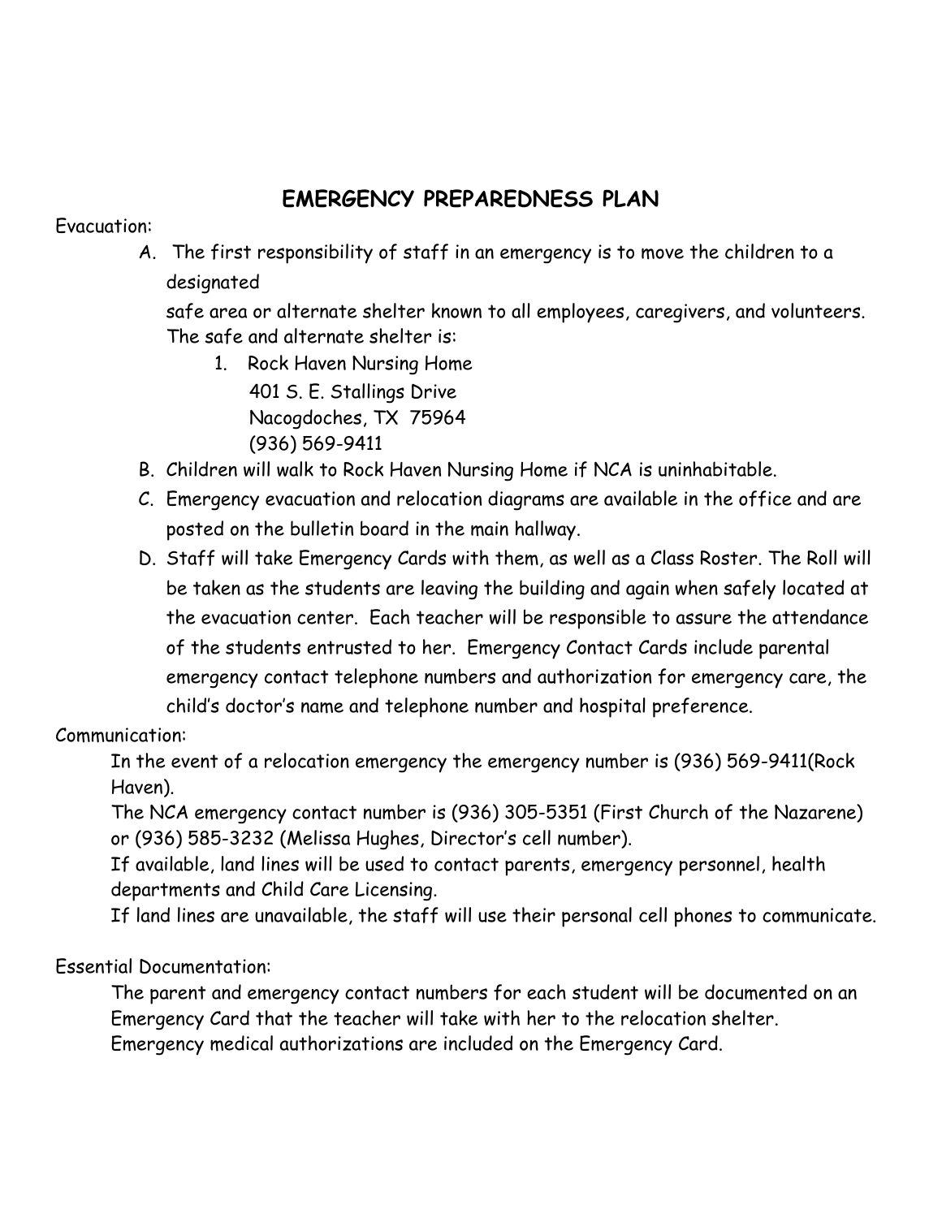# EMERGENCY PREPAREDNESS PLAN

Evacuation:

A. The first responsibility of staff in an emergency is to move the children to a designated safe area or alternate shelter known to all employees, caregivers, and volunteers. The safe and alternate shelter is:
   1. Rock Haven Nursing Home
      401 S. E. Stallings Drive
      Nacogdoches, TX 75964
      (936) 569-9411
B. Children will walk to Rock Haven Nursing Home if NCA is uninhabitable.
C. Emergency evacuation and relocation diagrams are available in the office and are posted on the bulletin board in the main hallway.
D. Staff will take Emergency Cards with them, as well as a Class Roster. The Roll will be taken as the students are leaving the building and again when safely located at the evacuation center. Each teacher will be responsible to assure the attendance of the students entrusted to her. Emergency Contact Cards include parental emergency contact telephone numbers and authorization for emergency care, the child's doctor's name and telephone number and hospital preference.

Communication:

In the event of a relocation emergency the emergency number is (936) 569-9411(Rock Haven).

The NCA emergency contact number is (936) 305-5351 (First Church of the Nazarene) or (936) 585-3232 (Melissa Hughes, Director's cell number).

If available, land lines will be used to contact parents, emergency personnel, health departments and Child Care Licensing.

If land lines are unavailable, the staff will use their personal cell phones to communicate.

Essential Documentation:

The parent and emergency contact numbers for each student will be documented on an Emergency Card that the teacher will take with her to the relocation shelter.

Emergency medical authorizations are included on the Emergency Card.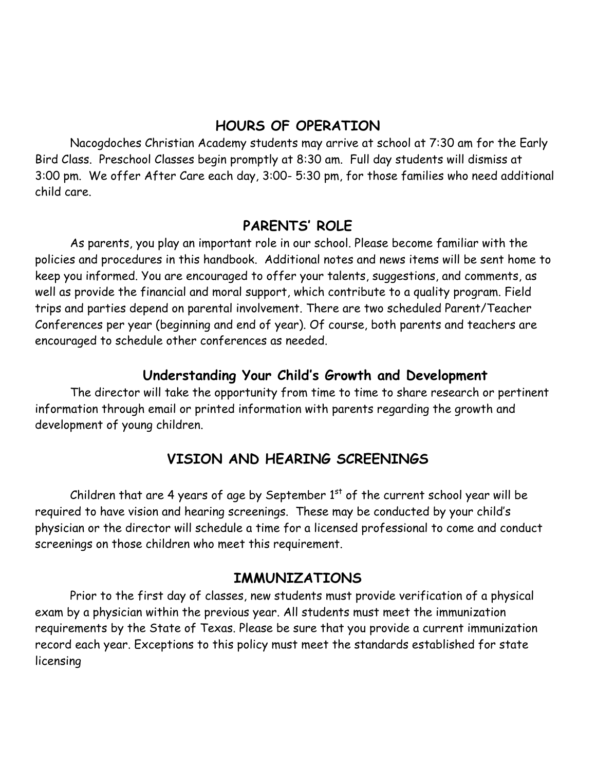## HOURS OF OPERATION

Nacogdoches Christian Academy students may arrive at school at 7:30 am for the Early Bird Class. Preschool Classes begin promptly at 8:30 am. Full day students will dismiss at 3:00 pm. We offer After Care each day, 3:00- 5:30 pm, for those families who need additional child care.

## PARENTS' ROLE

As parents, you play an important role in our school. Please become familiar with the policies and procedures in this handbook. Additional notes and news items will be sent home to keep you informed. You are encouraged to offer your talents, suggestions, and comments, as well as provide the financial and moral support, which contribute to a quality program. Field trips and parties depend on parental involvement. There are two scheduled Parent/Teacher Conferences per year (beginning and end of year). Of course, both parents and teachers are encouraged to schedule other conferences as needed.

### Understanding Your Child's Growth and Development

The director will take the opportunity from time to time to share research or pertinent information through email or printed information with parents regarding the growth and development of young children.

## VISION AND HEARING SCREENINGS

Children that are 4 years of age by September 1st of the current school year will be required to have vision and hearing screenings. These may be conducted by your child's physician or the director will schedule a time for a licensed professional to come and conduct screenings on those children who meet this requirement.

## IMMUNIZATIONS

Prior to the first day of classes, new students must provide verification of a physical exam by a physician within the previous year. All students must meet the immunization requirements by the State of Texas. Please be sure that you provide a current immunization record each year. Exceptions to this policy must meet the standards established for state licensing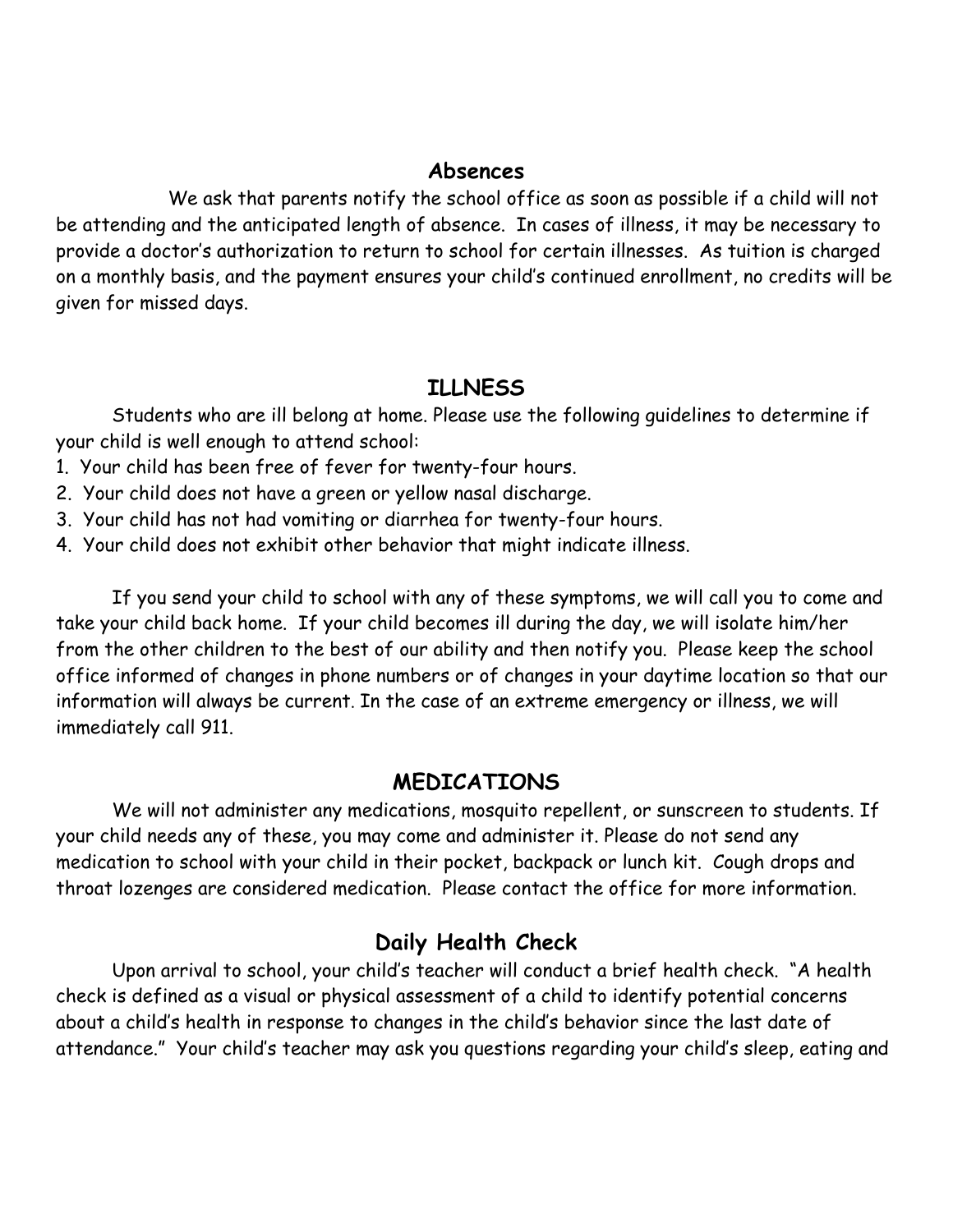## Absences

We ask that parents notify the school office as soon as possible if a child will not be attending and the anticipated length of absence. In cases of illness, it may be necessary to provide a doctor's authorization to return to school for certain illnesses. As tuition is charged on a monthly basis, and the payment ensures your child's continued enrollment, no credits will be given for missed days.

## ILLNESS

Students who are ill belong at home. Please use the following guidelines to determine if your child is well enough to attend school:

1. Your child has been free of fever for twenty-four hours.
2. Your child does not have a green or yellow nasal discharge.
3. Your child has not had vomiting or diarrhea for twenty-four hours.
4. Your child does not exhibit other behavior that might indicate illness.

If you send your child to school with any of these symptoms, we will call you to come and take your child back home. If your child becomes ill during the day, we will isolate him/her from the other children to the best of our ability and then notify you. Please keep the school office informed of changes in phone numbers or of changes in your daytime location so that our information will always be current. In the case of an extreme emergency or illness, we will immediately call 911.

## MEDICATIONS

We will not administer any medications, mosquito repellent, or sunscreen to students. If your child needs any of these, you may come and administer it. Please do not send any medication to school with your child in their pocket, backpack or lunch kit. Cough drops and throat lozenges are considered medication. Please contact the office for more information.

## Daily Health Check

Upon arrival to school, your child's teacher will conduct a brief health check. "A health check is defined as a visual or physical assessment of a child to identify potential concerns about a child's health in response to changes in the child's behavior since the last date of attendance." Your child's teacher may ask you questions regarding your child's sleep, eating and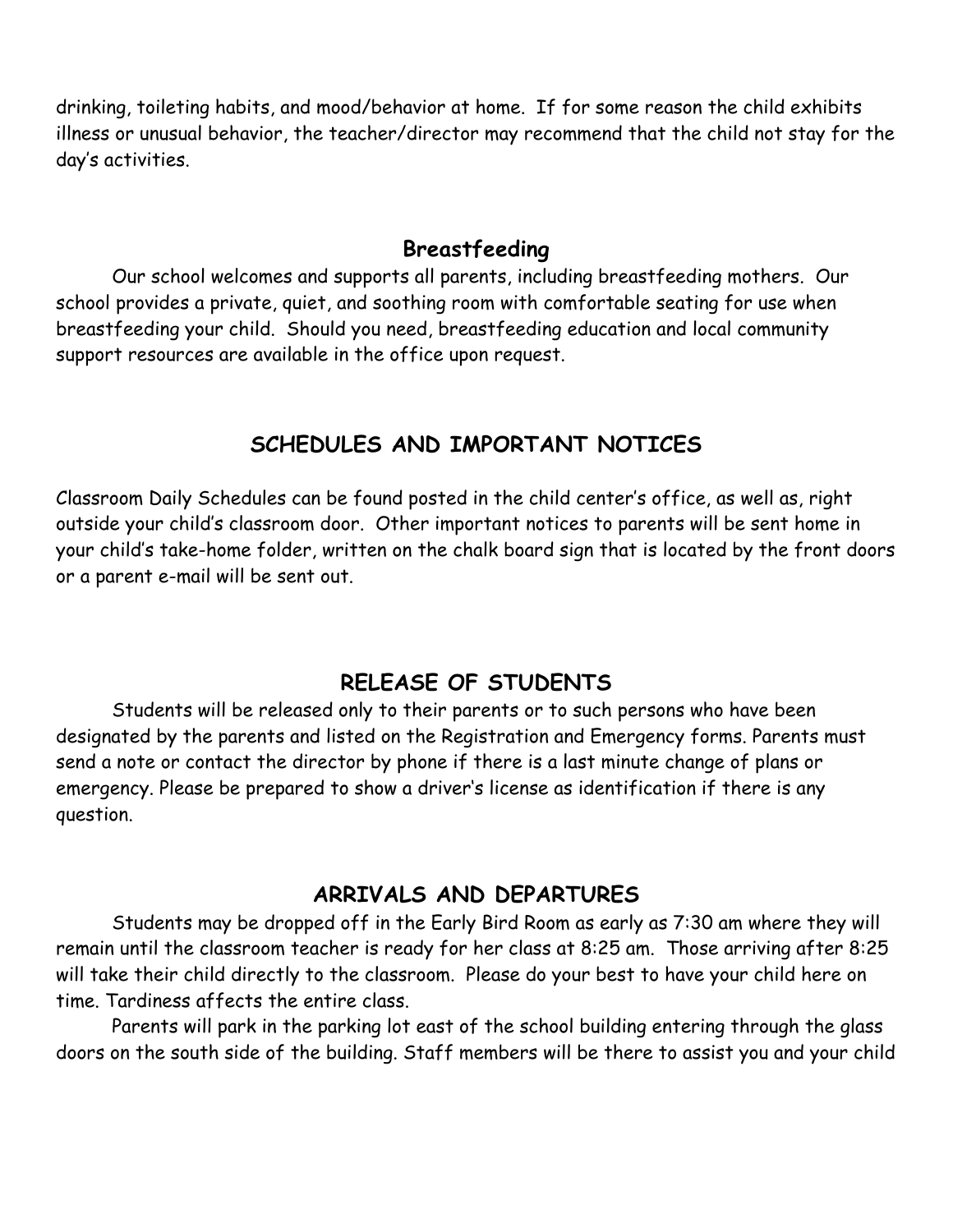drinking, toileting habits, and mood/behavior at home. If for some reason the child exhibits illness or unusual behavior, the teacher/director may recommend that the child not stay for the day's activities.

### Breastfeeding

Our school welcomes and supports all parents, including breastfeeding mothers. Our school provides a private, quiet, and soothing room with comfortable seating for use when breastfeeding your child. Should you need, breastfeeding education and local community support resources are available in the office upon request.

## SCHEDULES AND IMPORTANT NOTICES

Classroom Daily Schedules can be found posted in the child center's office, as well as, right outside your child's classroom door. Other important notices to parents will be sent home in your child's take-home folder, written on the chalk board sign that is located by the front doors or a parent e-mail will be sent out.

## RELEASE OF STUDENTS

Students will be released only to their parents or to such persons who have been designated by the parents and listed on the Registration and Emergency forms. Parents must send a note or contact the director by phone if there is a last minute change of plans or emergency. Please be prepared to show a driver's license as identification if there is any question.

## ARRIVALS AND DEPARTURES

Students may be dropped off in the Early Bird Room as early as 7:30 am where they will remain until the classroom teacher is ready for her class at 8:25 am. Those arriving after 8:25 will take their child directly to the classroom. Please do your best to have your child here on time. Tardiness affects the entire class.

Parents will park in the parking lot east of the school building entering through the glass doors on the south side of the building. Staff members will be there to assist you and your child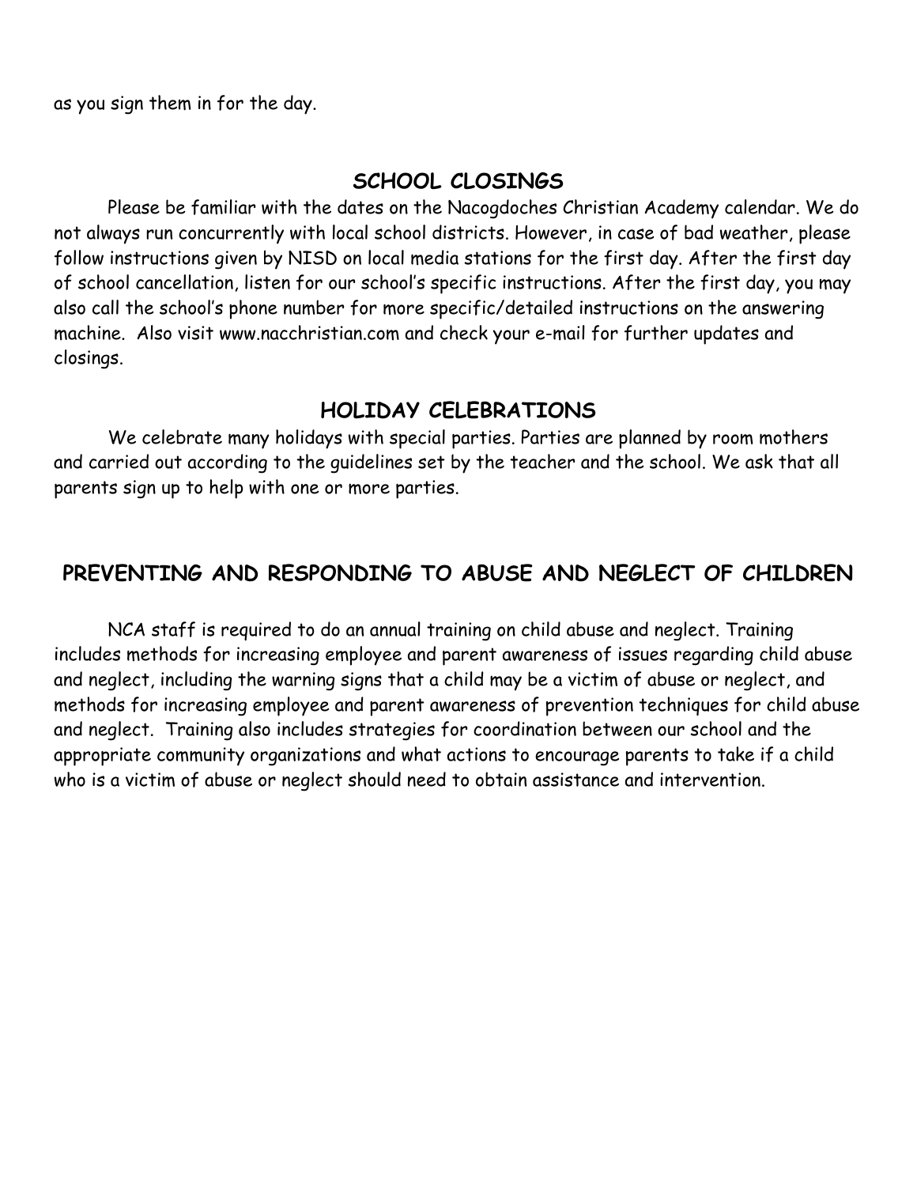as you sign them in for the day.

## SCHOOL CLOSINGS

Please be familiar with the dates on the Nacogdoches Christian Academy calendar. We do not always run concurrently with local school districts. However, in case of bad weather, please follow instructions given by NISD on local media stations for the first day. After the first day of school cancellation, listen for our school's specific instructions. After the first day, you may also call the school's phone number for more specific/detailed instructions on the answering machine. Also visit www.nacchristian.com and check your e-mail for further updates and closings.

## HOLIDAY CELEBRATIONS

We celebrate many holidays with special parties. Parties are planned by room mothers and carried out according to the guidelines set by the teacher and the school. We ask that all parents sign up to help with one or more parties.

## PREVENTING AND RESPONDING TO ABUSE AND NEGLECT OF CHILDREN

NCA staff is required to do an annual training on child abuse and neglect. Training includes methods for increasing employee and parent awareness of issues regarding child abuse and neglect, including the warning signs that a child may be a victim of abuse or neglect, and methods for increasing employee and parent awareness of prevention techniques for child abuse and neglect. Training also includes strategies for coordination between our school and the appropriate community organizations and what actions to encourage parents to take if a child who is a victim of abuse or neglect should need to obtain assistance and intervention.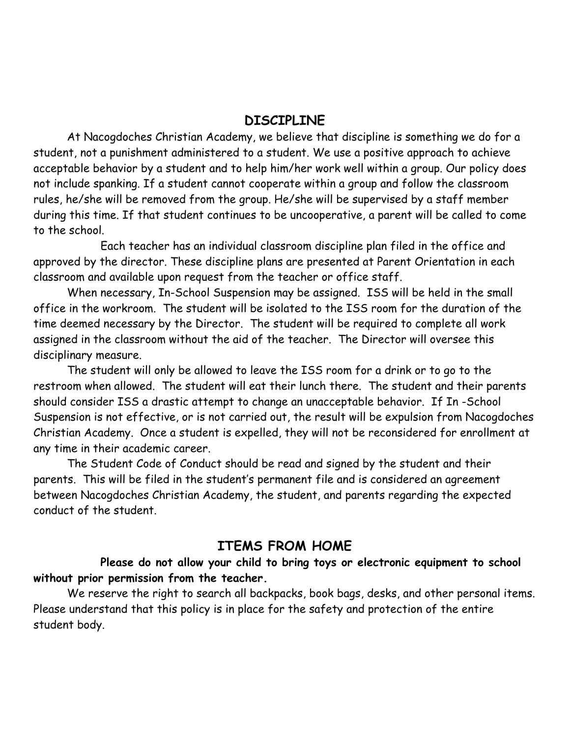## DISCIPLINE

At Nacogdoches Christian Academy, we believe that discipline is something we do for a student, not a punishment administered to a student. We use a positive approach to achieve acceptable behavior by a student and to help him/her work well within a group. Our policy does not include spanking. If a student cannot cooperate within a group and follow the classroom rules, he/she will be removed from the group. He/she will be supervised by a staff member during this time. If that student continues to be uncooperative, a parent will be called to come to the school.

Each teacher has an individual classroom discipline plan filed in the office and approved by the director. These discipline plans are presented at Parent Orientation in each classroom and available upon request from the teacher or office staff.

When necessary, In-School Suspension may be assigned. ISS will be held in the small office in the workroom. The student will be isolated to the ISS room for the duration of the time deemed necessary by the Director. The student will be required to complete all work assigned in the classroom without the aid of the teacher. The Director will oversee this disciplinary measure.

The student will only be allowed to leave the ISS room for a drink or to go to the restroom when allowed. The student will eat their lunch there. The student and their parents should consider ISS a drastic attempt to change an unacceptable behavior. If In -School Suspension is not effective, or is not carried out, the result will be expulsion from Nacogdoches Christian Academy. Once a student is expelled, they will not be reconsidered for enrollment at any time in their academic career.

The Student Code of Conduct should be read and signed by the student and their parents. This will be filed in the student's permanent file and is considered an agreement between Nacogdoches Christian Academy, the student, and parents regarding the expected conduct of the student.

## ITEMS FROM HOME

**Please do not allow your child to bring toys or electronic equipment to school without prior permission from the teacher.**

We reserve the right to search all backpacks, book bags, desks, and other personal items. Please understand that this policy is in place for the safety and protection of the entire student body.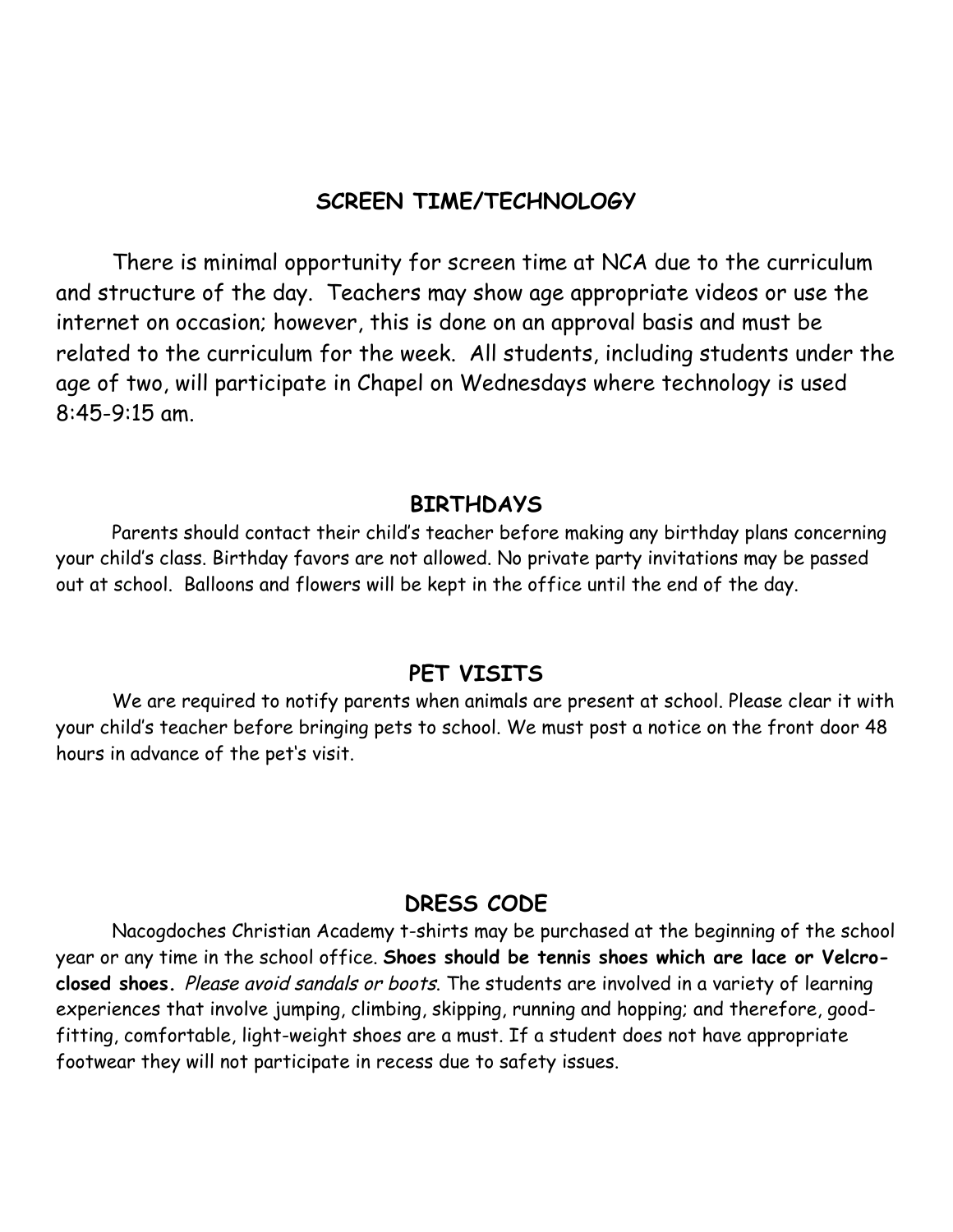## SCREEN TIME/TECHNOLOGY

There is minimal opportunity for screen time at NCA due to the curriculum and structure of the day. Teachers may show age appropriate videos or use the internet on occasion; however, this is done on an approval basis and must be related to the curriculum for the week. All students, including students under the age of two, will participate in Chapel on Wednesdays where technology is used 8:45-9:15 am.

## BIRTHDAYS

Parents should contact their child's teacher before making any birthday plans concerning your child's class. Birthday favors are not allowed. No private party invitations may be passed out at school. Balloons and flowers will be kept in the office until the end of the day.

## PET VISITS

We are required to notify parents when animals are present at school. Please clear it with your child's teacher before bringing pets to school. We must post a notice on the front door 48 hours in advance of the pet's visit.

## DRESS CODE

Nacogdoches Christian Academy t-shirts may be purchased at the beginning of the school year or any time in the school office. **Shoes should be tennis shoes which are lace or Velcro-closed shoes.** *Please avoid sandals or boots*. The students are involved in a variety of learning experiences that involve jumping, climbing, skipping, running and hopping; and therefore, good-fitting, comfortable, light-weight shoes are a must. If a student does not have appropriate footwear they will not participate in recess due to safety issues.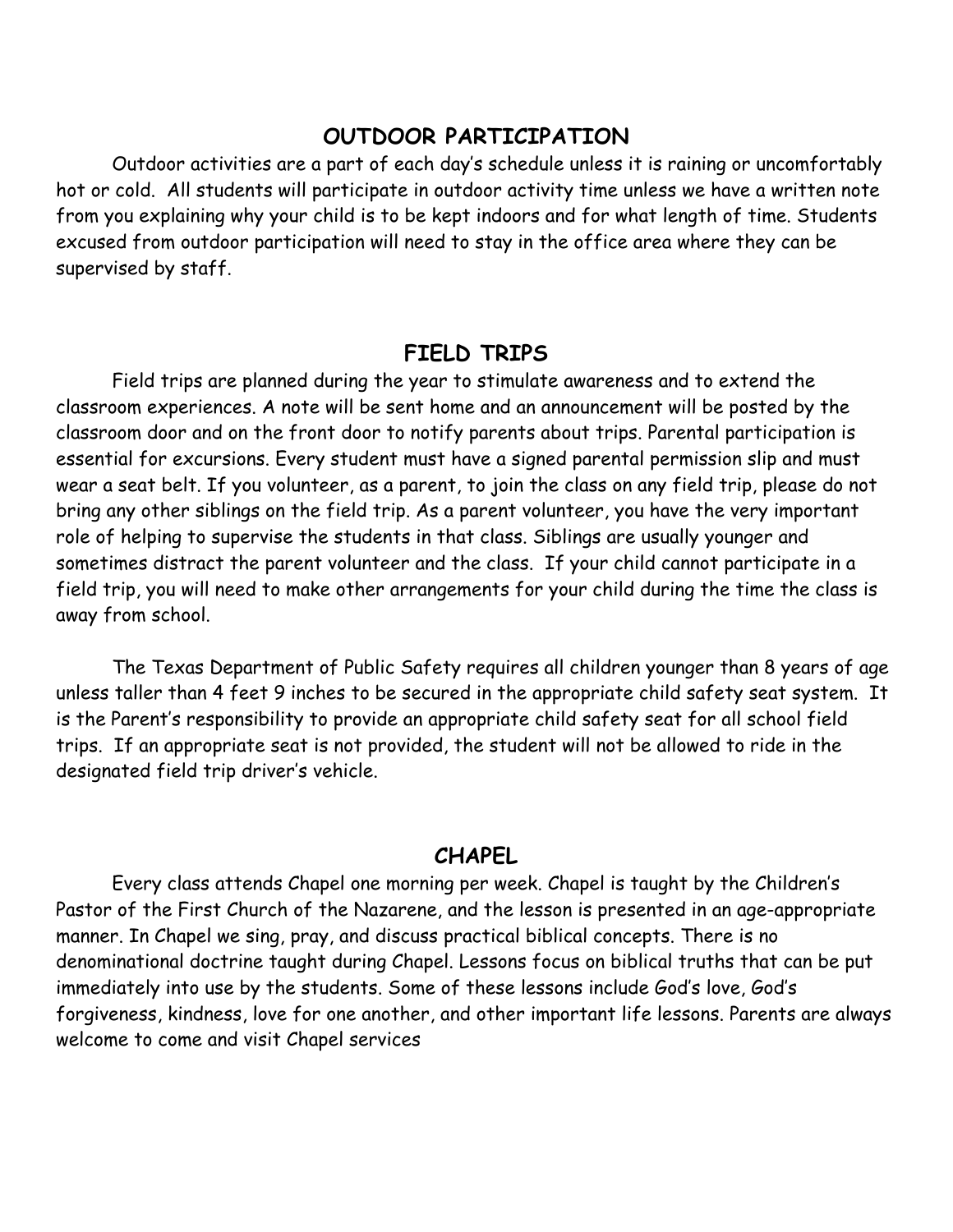## OUTDOOR PARTICIPATION

Outdoor activities are a part of each day's schedule unless it is raining or uncomfortably hot or cold. All students will participate in outdoor activity time unless we have a written note from you explaining why your child is to be kept indoors and for what length of time. Students excused from outdoor participation will need to stay in the office area where they can be supervised by staff.

## FIELD TRIPS

Field trips are planned during the year to stimulate awareness and to extend the classroom experiences. A note will be sent home and an announcement will be posted by the classroom door and on the front door to notify parents about trips. Parental participation is essential for excursions. Every student must have a signed parental permission slip and must wear a seat belt. If you volunteer, as a parent, to join the class on any field trip, please do not bring any other siblings on the field trip. As a parent volunteer, you have the very important role of helping to supervise the students in that class. Siblings are usually younger and sometimes distract the parent volunteer and the class. If your child cannot participate in a field trip, you will need to make other arrangements for your child during the time the class is away from school.

The Texas Department of Public Safety requires all children younger than 8 years of age unless taller than 4 feet 9 inches to be secured in the appropriate child safety seat system. It is the Parent's responsibility to provide an appropriate child safety seat for all school field trips. If an appropriate seat is not provided, the student will not be allowed to ride in the designated field trip driver's vehicle.

## CHAPEL

Every class attends Chapel one morning per week. Chapel is taught by the Children's Pastor of the First Church of the Nazarene, and the lesson is presented in an age-appropriate manner. In Chapel we sing, pray, and discuss practical biblical concepts. There is no denominational doctrine taught during Chapel. Lessons focus on biblical truths that can be put immediately into use by the students. Some of these lessons include God's love, God's forgiveness, kindness, love for one another, and other important life lessons. Parents are always welcome to come and visit Chapel services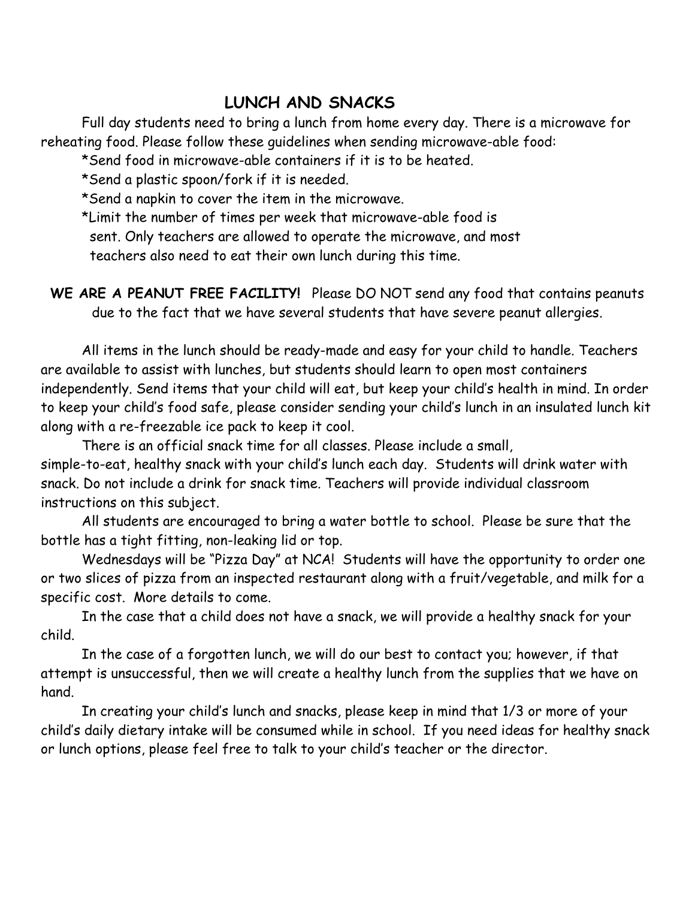## LUNCH AND SNACKS

Full day students need to bring a lunch from home every day. There is a microwave for reheating food. Please follow these guidelines when sending microwave-able food:

*Send food in microwave-able containers if it is to be heated.
*Send a plastic spoon/fork if it is needed.
*Send a napkin to cover the item in the microwave.
*Limit the number of times per week that microwave-able food is sent. Only teachers are allowed to operate the microwave, and most teachers also need to eat their own lunch during this time.

**WE ARE A PEANUT FREE FACILITY!** Please DO NOT send any food that contains peanuts due to the fact that we have several students that have severe peanut allergies.

All items in the lunch should be ready-made and easy for your child to handle. Teachers are available to assist with lunches, but students should learn to open most containers independently. Send items that your child will eat, but keep your child's health in mind. In order to keep your child's food safe, please consider sending your child's lunch in an insulated lunch kit along with a re-freezable ice pack to keep it cool.

There is an official snack time for all classes. Please include a small, simple-to-eat, healthy snack with your child's lunch each day. Students will drink water with snack. Do not include a drink for snack time. Teachers will provide individual classroom instructions on this subject.

All students are encouraged to bring a water bottle to school. Please be sure that the bottle has a tight fitting, non-leaking lid or top.

Wednesdays will be "Pizza Day" at NCA! Students will have the opportunity to order one or two slices of pizza from an inspected restaurant along with a fruit/vegetable, and milk for a specific cost. More details to come.

In the case that a child does not have a snack, we will provide a healthy snack for your child.

In the case of a forgotten lunch, we will do our best to contact you; however, if that attempt is unsuccessful, then we will create a healthy lunch from the supplies that we have on hand.

In creating your child's lunch and snacks, please keep in mind that 1/3 or more of your child's daily dietary intake will be consumed while in school. If you need ideas for healthy snack or lunch options, please feel free to talk to your child's teacher or the director.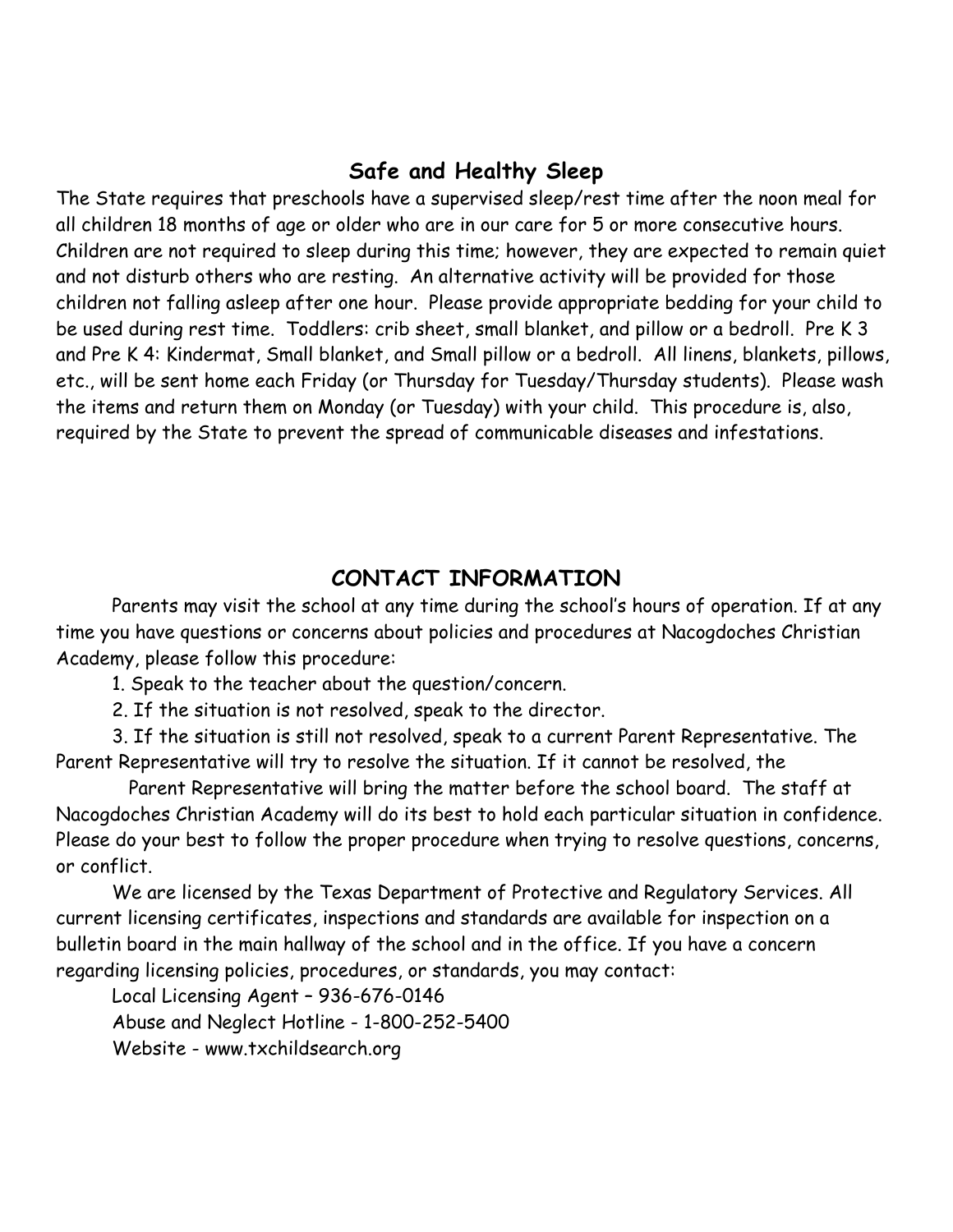## Safe and Healthy Sleep

The State requires that preschools have a supervised sleep/rest time after the noon meal for all children 18 months of age or older who are in our care for 5 or more consecutive hours. Children are not required to sleep during this time; however, they are expected to remain quiet and not disturb others who are resting. An alternative activity will be provided for those children not falling asleep after one hour. Please provide appropriate bedding for your child to be used during rest time. Toddlers: crib sheet, small blanket, and pillow or a bedroll. Pre K 3 and Pre K 4: Kindermat, Small blanket, and Small pillow or a bedroll. All linens, blankets, pillows, etc., will be sent home each Friday (or Thursday for Tuesday/Thursday students). Please wash the items and return them on Monday (or Tuesday) with your child. This procedure is, also, required by the State to prevent the spread of communicable diseases and infestations.

## CONTACT INFORMATION

Parents may visit the school at any time during the school's hours of operation. If at any time you have questions or concerns about policies and procedures at Nacogdoches Christian Academy, please follow this procedure:

1. Speak to the teacher about the question/concern.
2. If the situation is not resolved, speak to the director.
3. If the situation is still not resolved, speak to a current Parent Representative. The Parent Representative will try to resolve the situation. If it cannot be resolved, the Parent Representative will bring the matter before the school board. The staff at Nacogdoches Christian Academy will do its best to hold each particular situation in confidence. Please do your best to follow the proper procedure when trying to resolve questions, concerns, or conflict.

We are licensed by the Texas Department of Protective and Regulatory Services. All current licensing certificates, inspections and standards are available for inspection on a bulletin board in the main hallway of the school and in the office. If you have a concern regarding licensing policies, procedures, or standards, you may contact:

Local Licensing Agent – 936-676-0146
Abuse and Neglect Hotline - 1-800-252-5400
Website - www.txchildsearch.org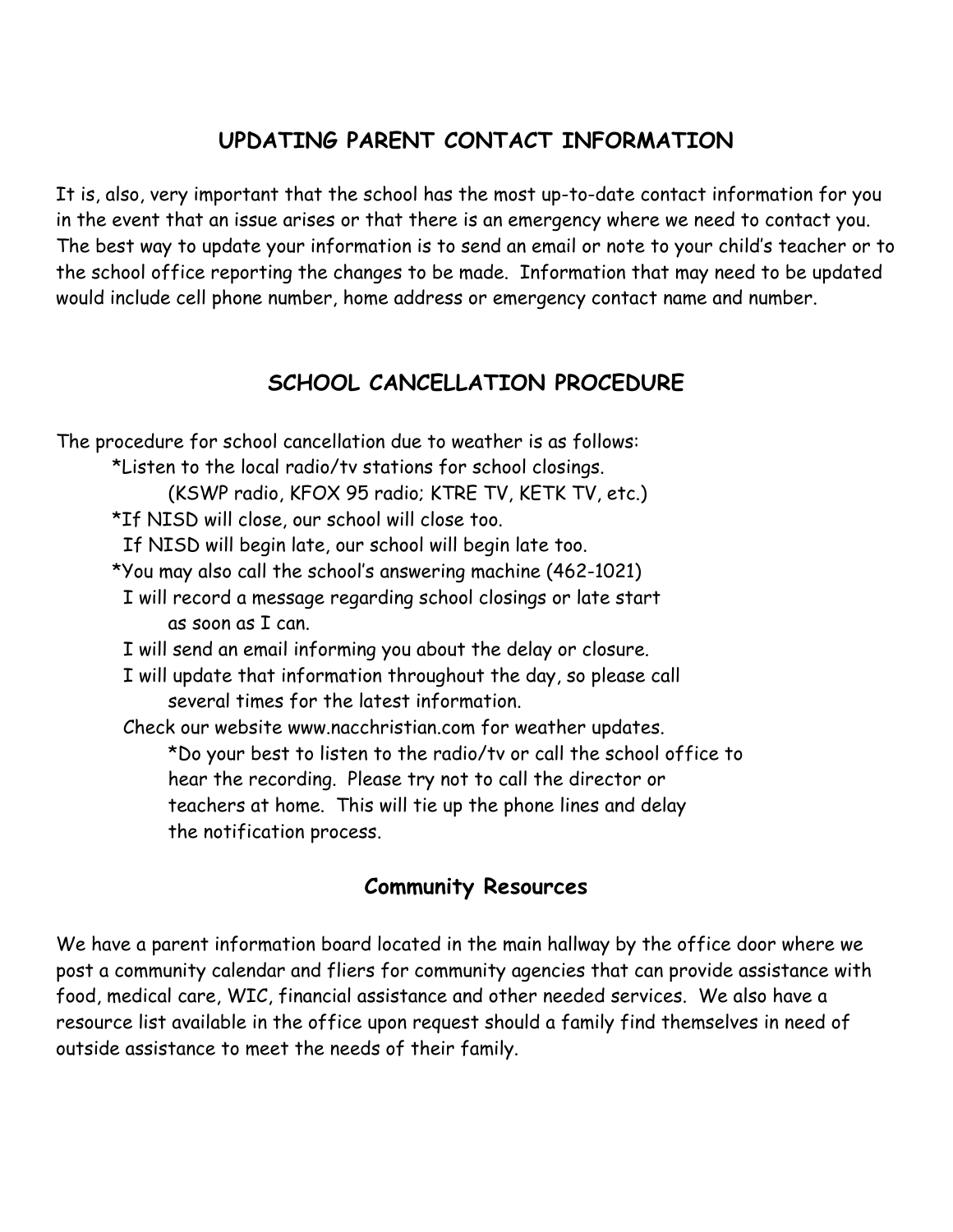## UPDATING PARENT CONTACT INFORMATION

It is, also, very important that the school has the most up-to-date contact information for you in the event that an issue arises or that there is an emergency where we need to contact you. The best way to update your information is to send an email or note to your child's teacher or to the school office reporting the changes to be made. Information that may need to be updated would include cell phone number, home address or emergency contact name and number.

## SCHOOL CANCELLATION PROCEDURE

The procedure for school cancellation due to weather is as follows:

*Listen to the local radio/tv stations for school closings.
(KSWP radio, KFOX 95 radio; KTRE TV, KETK TV, etc.)

*If NISD will close, our school will close too.
If NISD will begin late, our school will begin late too.

*You may also call the school's answering machine (462-1021)
I will record a message regarding school closings or late start as soon as I can.
I will send an email informing you about the delay or closure.
I will update that information throughout the day, so please call several times for the latest information.
Check our website www.nacchristian.com for weather updates.

*Do your best to listen to the radio/tv or call the school office to hear the recording. Please try not to call the director or teachers at home. This will tie up the phone lines and delay the notification process.

### Community Resources

We have a parent information board located in the main hallway by the office door where we post a community calendar and fliers for community agencies that can provide assistance with food, medical care, WIC, financial assistance and other needed services. We also have a resource list available in the office upon request should a family find themselves in need of outside assistance to meet the needs of their family.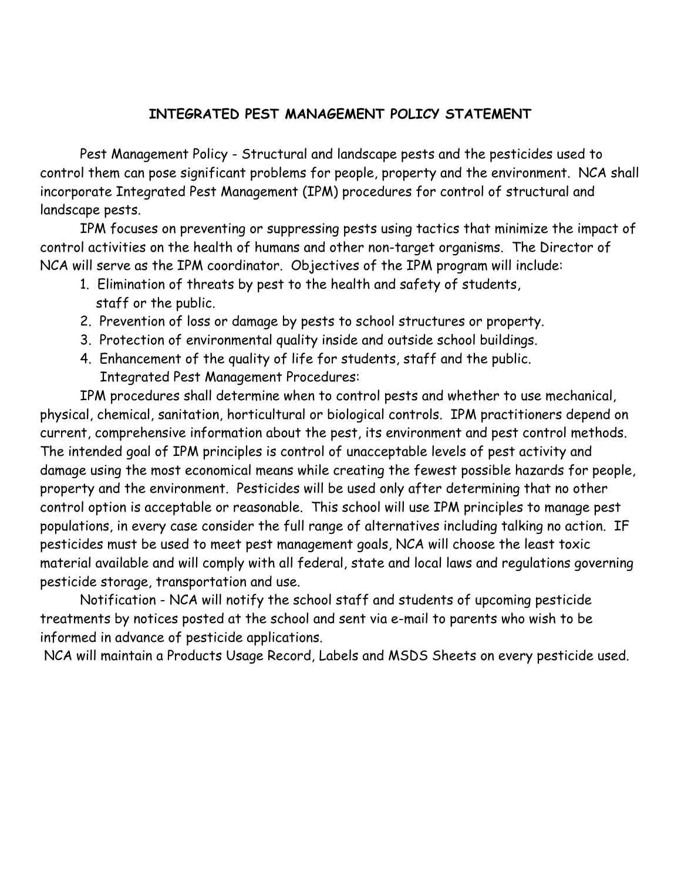## INTEGRATED PEST MANAGEMENT POLICY STATEMENT

Pest Management Policy - Structural and landscape pests and the pesticides used to control them can pose significant problems for people, property and the environment. NCA shall incorporate Integrated Pest Management (IPM) procedures for control of structural and landscape pests.

IPM focuses on preventing or suppressing pests using tactics that minimize the impact of control activities on the health of humans and other non-target organisms. The Director of NCA will serve as the IPM coordinator. Objectives of the IPM program will include:

1. Elimination of threats by pest to the health and safety of students, staff or the public.
2. Prevention of loss or damage by pests to school structures or property.
3. Protection of environmental quality inside and outside school buildings.
4. Enhancement of the quality of life for students, staff and the public.

Integrated Pest Management Procedures:

IPM procedures shall determine when to control pests and whether to use mechanical, physical, chemical, sanitation, horticultural or biological controls. IPM practitioners depend on current, comprehensive information about the pest, its environment and pest control methods. The intended goal of IPM principles is control of unacceptable levels of pest activity and damage using the most economical means while creating the fewest possible hazards for people, property and the environment. Pesticides will be used only after determining that no other control option is acceptable or reasonable. This school will use IPM principles to manage pest populations, in every case consider the full range of alternatives including talking no action. IF pesticides must be used to meet pest management goals, NCA will choose the least toxic material available and will comply with all federal, state and local laws and regulations governing pesticide storage, transportation and use.

Notification - NCA will notify the school staff and students of upcoming pesticide treatments by notices posted at the school and sent via e-mail to parents who wish to be informed in advance of pesticide applications.

NCA will maintain a Products Usage Record, Labels and MSDS Sheets on every pesticide used.